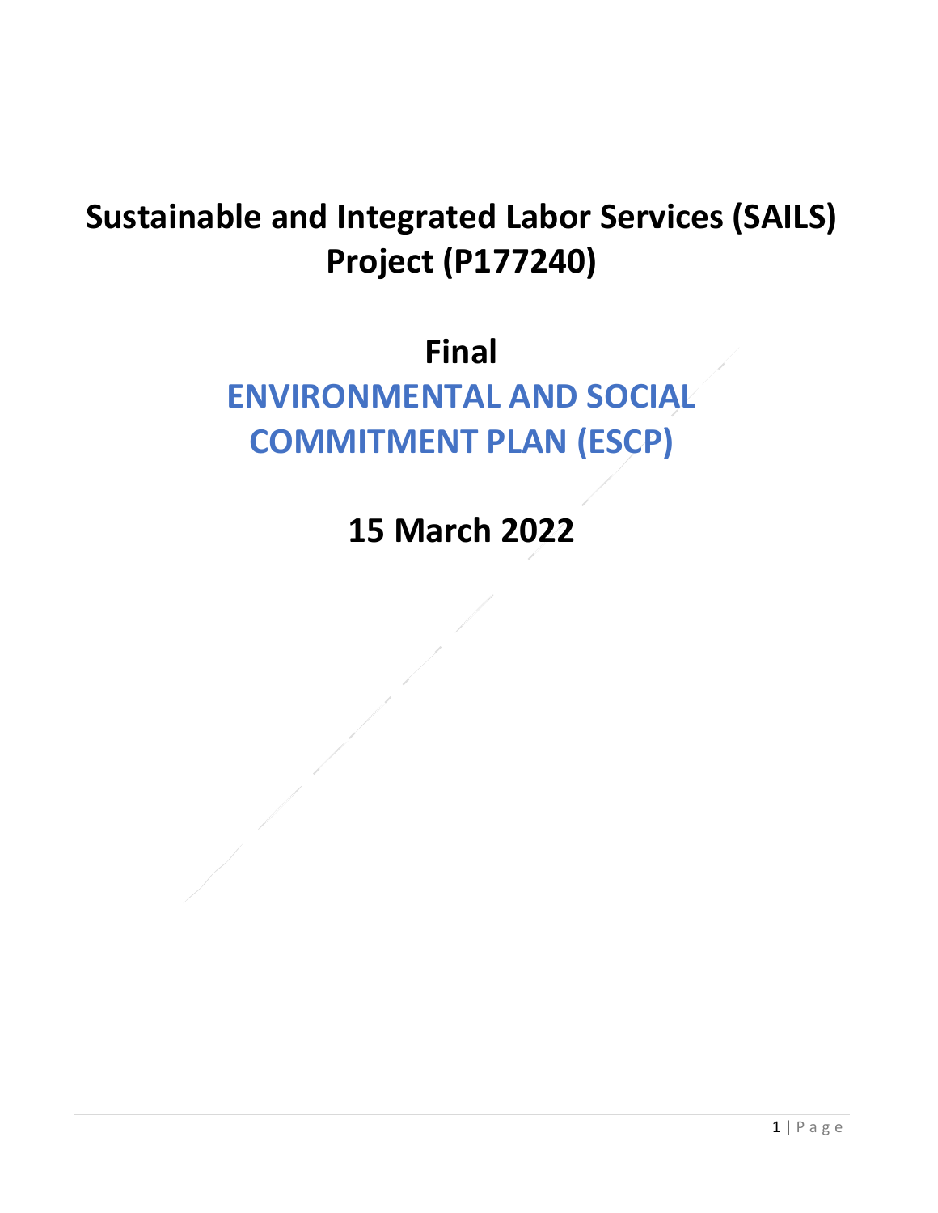# Sustainable and Integrated Labor Services (SAILS) Project (P177240)

## Final

## ENVIRONMENTAL AND SOCIAL COMMITMENT PLAN (ESCP)

## 15 March 2022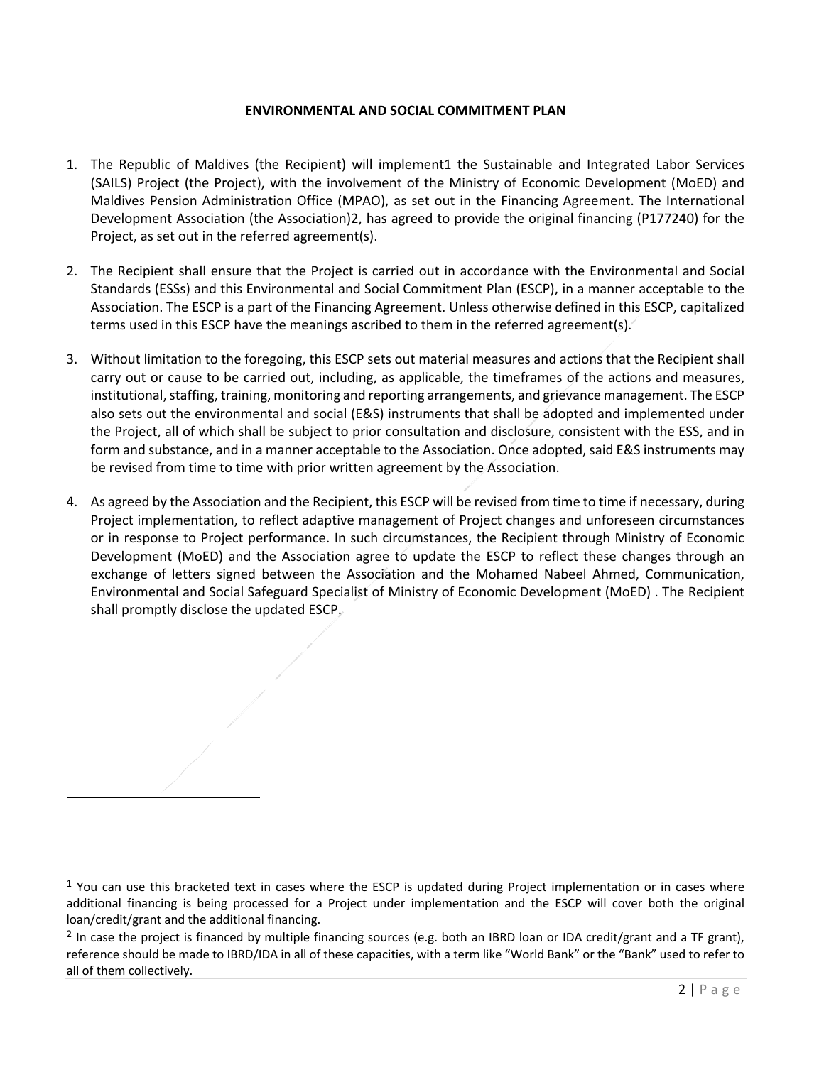**ENVIRONMENTAL AND SOCIAL COMMITMENT PLAN**

1. The Republic of Maldives (the Recipient) will implement[1] the Sustainable and Integrated Labor Services (SAILS) Project (the Project), with the involvement of the Ministry of Economic Development (MoED) and Maldives Pension Administration Office (MPAO), as set out in the Financing Agreement. The International Development Association (the Association)[2], has agreed to provide the original financing (P177240) for the Project, as set out in the referred agreement(s).

2. The Recipient shall ensure that the Project is carried out in accordance with the Environmental and Social Standards (ESSs) and this Environmental and Social Commitment Plan (ESCP), in a manner acceptable to the Association. The ESCP is a part of the Financing Agreement. Unless otherwise defined in this ESCP, capitalized terms used in this ESCP have the meanings ascribed to them in the referred agreement(s).

3. Without limitation to the foregoing, this ESCP sets out material measures and actions that the Recipient shall carry out or cause to be carried out, including, as applicable, the timeframes of the actions and measures, institutional, staffing, training, monitoring and reporting arrangements, and grievance management. The ESCP also sets out the environmental and social (E&S) instruments that shall be adopted and implemented under the Project, all of which shall be subject to prior consultation and disclosure, consistent with the ESS, and in form and substance, and in a manner acceptable to the Association. Once adopted, said E&S instruments may be revised from time to time with prior written agreement by the Association.

4. As agreed by the Association and the Recipient, this ESCP will be revised from time to time if necessary, during Project implementation, to reflect adaptive management of Project changes and unforeseen circumstances or in response to Project performance. In such circumstances, the Recipient through Ministry of Economic Development (MoED) and the Association agree to update the ESCP to reflect these changes through an exchange of letters signed between the Association and the Mohamed Nabeel Ahmed, Communication, Environmental and Social Safeguard Specialist of Ministry of Economic Development (MoED) . The Recipient shall promptly disclose the updated ESCP.

---

[1] You can use this bracketed text in cases where the ESCP is updated during Project implementation or in cases where additional financing is being processed for a Project under implementation and the ESCP will cover both the original loan/credit/grant and the additional financing.

[2] In case the project is financed by multiple financing sources (e.g. both an IBRD loan or IDA credit/grant and a TF grant), reference should be made to IBRD/IDA in all of these capacities, with a term like "World Bank" or the "Bank" used to refer to all of them collectively.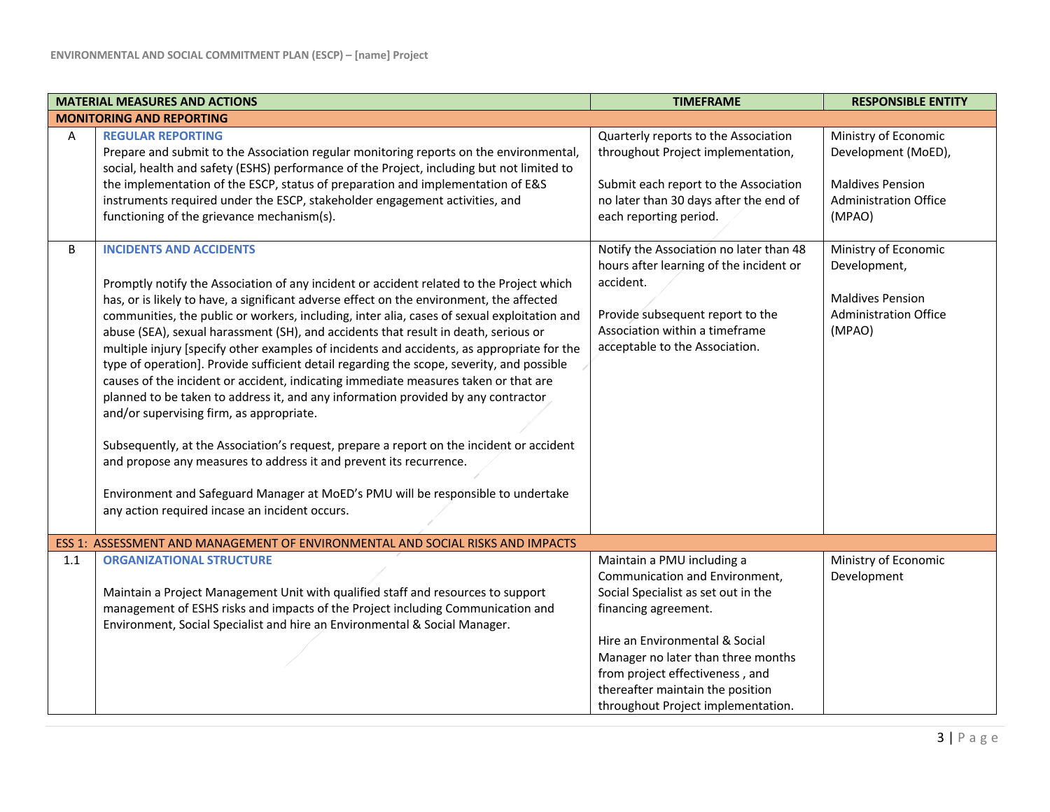| | MATERIAL MEASURES AND ACTIONS | TIMEFRAME | RESPONSIBLE ENTITY |
|---|---|---|---|
| **MONITORING AND REPORTING** | | | |
| A | **REGULAR REPORTING**<br>Prepare and submit to the Association regular monitoring reports on the environmental, social, health and safety (ESHS) performance of the Project, including but not limited to the implementation of the ESCP, status of preparation and implementation of E&S instruments required under the ESCP, stakeholder engagement activities, and functioning of the grievance mechanism(s). | Quarterly reports to the Association throughout Project implementation,<br><br>Submit each report to the Association no later than 30 days after the end of each reporting period. | Ministry of Economic Development (MoED),<br><br>Maldives Pension Administration Office (MPAO) |
| B | **INCIDENTS AND ACCIDENTS**<br><br>Promptly notify the Association of any incident or accident related to the Project which has, or is likely to have, a significant adverse effect on the environment, the affected communities, the public or workers, including, inter alia, cases of sexual exploitation and abuse (SEA), sexual harassment (SH), and accidents that result in death, serious or multiple injury [specify other examples of incidents and accidents, as appropriate for the type of operation]. Provide sufficient detail regarding the scope, severity, and possible causes of the incident or accident, indicating immediate measures taken or that are planned to be taken to address it, and any information provided by any contractor and/or supervising firm, as appropriate.<br><br>Subsequently, at the Association's request, prepare a report on the incident or accident and propose any measures to address it and prevent its recurrence.<br><br>Environment and Safeguard Manager at MoED's PMU will be responsible to undertake any action required incase an incident occurs. | Notify the Association no later than 48 hours after learning of the incident or accident.<br><br>Provide subsequent report to the Association within a timeframe acceptable to the Association. | Ministry of Economic Development,<br><br>Maldives Pension Administration Office (MPAO) |
| ESS 1: ASSESSMENT AND MANAGEMENT OF ENVIRONMENTAL AND SOCIAL RISKS AND IMPACTS | | | |
| 1.1 | **ORGANIZATIONAL STRUCTURE**<br><br>Maintain a Project Management Unit with qualified staff and resources to support management of ESHS risks and impacts of the Project including Communication and Environment, Social Specialist and hire an Environmental & Social Manager. | Maintain a PMU including a Communication and Environment, Social Specialist as set out in the financing agreement.<br><br>Hire an Environmental & Social Manager no later than three months from project effectiveness , and thereafter maintain the position throughout Project implementation. | Ministry of Economic Development |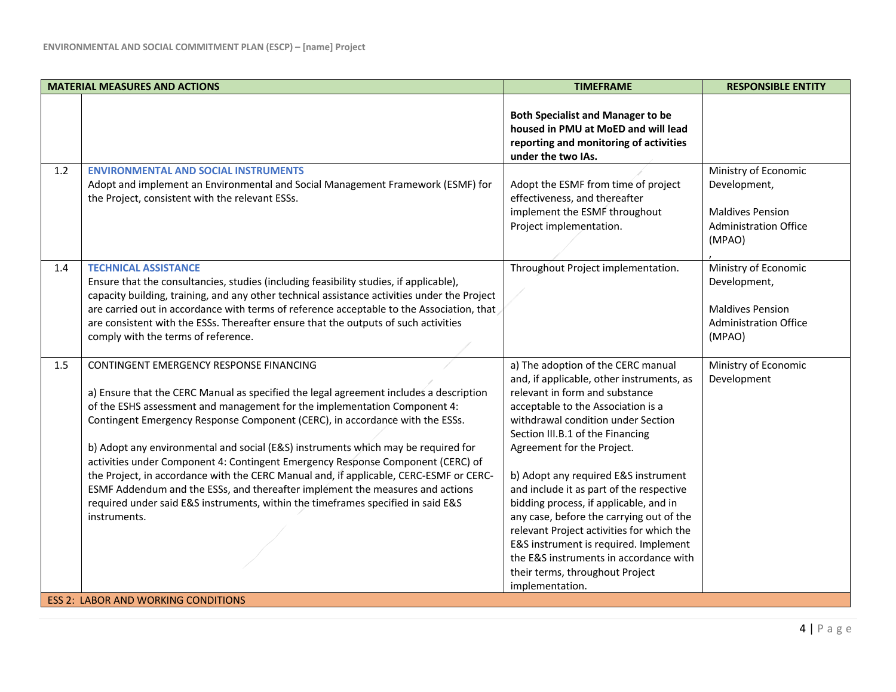| MATERIAL MEASURES AND ACTIONS | | TIMEFRAME | RESPONSIBLE ENTITY |
|---|---|---|---|
| | | **Both Specialist and Manager to be housed in PMU at MoED and will lead reporting and monitoring of activities under the two IAs.** | |
| 1.2 | **ENVIRONMENTAL AND SOCIAL INSTRUMENTS**<br>Adopt and implement an Environmental and Social Management Framework (ESMF) for the Project, consistent with the relevant ESSs. | Adopt the ESMF from time of project effectiveness, and thereafter implement the ESMF throughout Project implementation. | Ministry of Economic Development,<br><br>Maldives Pension Administration Office (MPAO)<br>, |
| 1.4 | **TECHNICAL ASSISTANCE**<br>Ensure that the consultancies, studies (including feasibility studies, if applicable), capacity building, training, and any other technical assistance activities under the Project are carried out in accordance with terms of reference acceptable to the Association, that are consistent with the ESSs. Thereafter ensure that the outputs of such activities comply with the terms of reference. | Throughout Project implementation. | Ministry of Economic Development,<br><br>Maldives Pension Administration Office (MPAO) |
| 1.5 | CONTINGENT EMERGENCY RESPONSE FINANCING<br><br>a) Ensure that the CERC Manual as specified the legal agreement includes a description of the ESHS assessment and management for the implementation Component 4: Contingent Emergency Response Component (CERC), in accordance with the ESSs.<br><br>b) Adopt any environmental and social (E&S) instruments which may be required for activities under Component 4: Contingent Emergency Response Component (CERC) of the Project, in accordance with the CERC Manual and, if applicable, CERC-ESMF or CERC-ESMF Addendum and the ESSs, and thereafter implement the measures and actions required under said E&S instruments, within the timeframes specified in said E&S instruments. | a) The adoption of the CERC manual and, if applicable, other instruments, as relevant in form and substance acceptable to the Association is a withdrawal condition under Section Section III.B.1 of the Financing Agreement for the Project.<br><br>b) Adopt any required E&S instrument and include it as part of the respective bidding process, if applicable, and in any case, before the carrying out of the relevant Project activities for which the E&S instrument is required. Implement the E&S instruments in accordance with their terms, throughout Project implementation. | Ministry of Economic Development |
| ESS 2: LABOR AND WORKING CONDITIONS | | | |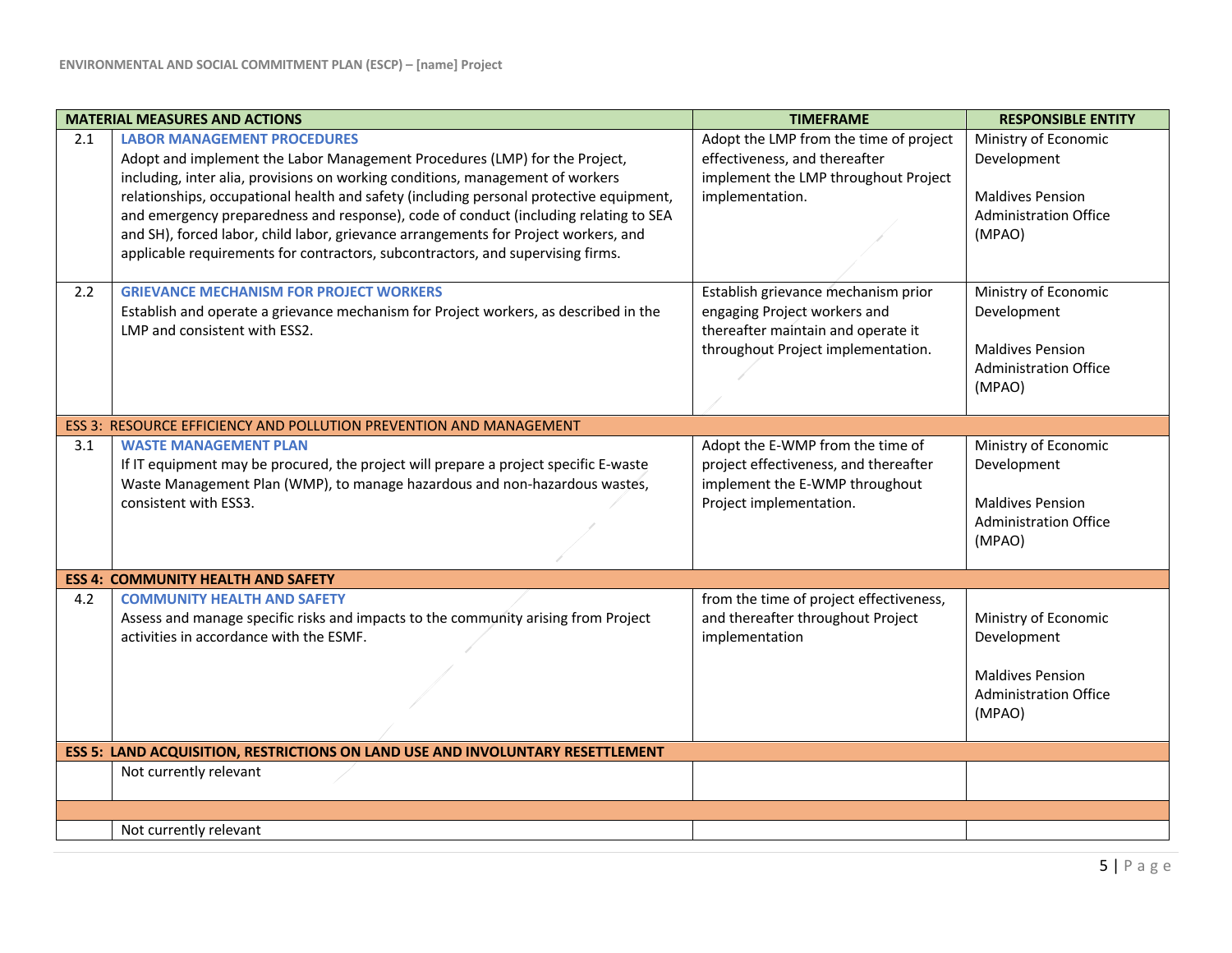| | MATERIAL MEASURES AND ACTIONS | TIMEFRAME | RESPONSIBLE ENTITY |
|---|---|---|---|
| 2.1 | **LABOR MANAGEMENT PROCEDURES** Adopt and implement the Labor Management Procedures (LMP) for the Project, including, inter alia, provisions on working conditions, management of workers relationships, occupational health and safety (including personal protective equipment, and emergency preparedness and response), code of conduct (including relating to SEA and SH), forced labor, child labor, grievance arrangements for Project workers, and applicable requirements for contractors, subcontractors, and supervising firms. | Adopt the LMP from the time of project effectiveness, and thereafter implement the LMP throughout Project implementation. | Ministry of Economic Development<br><br>Maldives Pension Administration Office (MPAO) |
| 2.2 | **GRIEVANCE MECHANISM FOR PROJECT WORKERS** Establish and operate a grievance mechanism for Project workers, as described in the LMP and consistent with ESS2. | Establish grievance mechanism prior engaging Project workers and thereafter maintain and operate it throughout Project implementation. | Ministry of Economic Development<br><br>Maldives Pension Administration Office (MPAO) |
| ESS 3: RESOURCE EFFICIENCY AND POLLUTION PREVENTION AND MANAGEMENT | | | |
| 3.1 | **WASTE MANAGEMENT PLAN** If IT equipment may be procured, the project will prepare a project specific E-waste Waste Management Plan (WMP), to manage hazardous and non-hazardous wastes, consistent with ESS3. | Adopt the E-WMP from the time of project effectiveness, and thereafter implement the E-WMP throughout Project implementation. | Ministry of Economic Development<br><br>Maldives Pension Administration Office (MPAO) |
| **ESS 4: COMMUNITY HEALTH AND SAFETY** | | | |
| 4.2 | **COMMUNITY HEALTH AND SAFETY** Assess and manage specific risks and impacts to the community arising from Project activities in accordance with the ESMF. | from the time of project effectiveness, and thereafter throughout Project implementation | Ministry of Economic Development<br><br>Maldives Pension Administration Office (MPAO) |
| **ESS 5: LAND ACQUISITION, RESTRICTIONS ON LAND USE AND INVOLUNTARY RESETTLEMENT** | | | |
| | Not currently relevant | | |
| | | | |
| | Not currently relevant | | |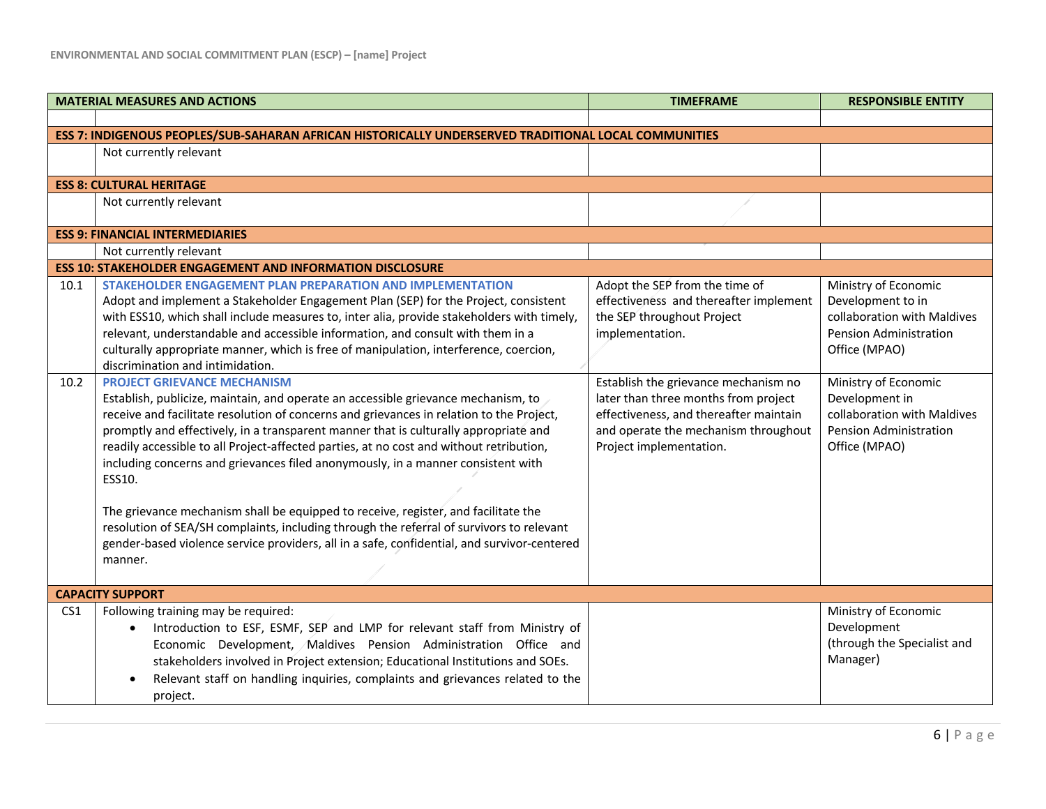| | MATERIAL MEASURES AND ACTIONS | TIMEFRAME | RESPONSIBLE ENTITY |
|---|---|---|---|
| | | | |
| **ESS 7: INDIGENOUS PEOPLES/SUB-SAHARAN AFRICAN HISTORICALLY UNDERSERVED TRADITIONAL LOCAL COMMUNITIES** | | | |
| | Not currently relevant | | |
| **ESS 8: CULTURAL HERITAGE** | | | |
| | Not currently relevant | | |
| **ESS 9: FINANCIAL INTERMEDIARIES** | | | |
| | Not currently relevant | | |
| **ESS 10: STAKEHOLDER ENGAGEMENT AND INFORMATION DISCLOSURE** | | | |
| 10.1 | **STAKEHOLDER ENGAGEMENT PLAN PREPARATION AND IMPLEMENTATION**<br>Adopt and implement a Stakeholder Engagement Plan (SEP) for the Project, consistent with ESS10, which shall include measures to, inter alia, provide stakeholders with timely, relevant, understandable and accessible information, and consult with them in a culturally appropriate manner, which is free of manipulation, interference, coercion, discrimination and intimidation. | Adopt the SEP from the time of effectiveness and thereafter implement the SEP throughout Project implementation. | Ministry of Economic Development to in collaboration with Maldives Pension Administration Office (MPAO) |
| 10.2 | **PROJECT GRIEVANCE MECHANISM**<br>Establish, publicize, maintain, and operate an accessible grievance mechanism, to receive and facilitate resolution of concerns and grievances in relation to the Project, promptly and effectively, in a transparent manner that is culturally appropriate and readily accessible to all Project-affected parties, at no cost and without retribution, including concerns and grievances filed anonymously, in a manner consistent with ESS10.<br><br>The grievance mechanism shall be equipped to receive, register, and facilitate the resolution of SEA/SH complaints, including through the referral of survivors to relevant gender-based violence service providers, all in a safe, confidential, and survivor-centered manner. | Establish the grievance mechanism no later than three months from project effectiveness, and thereafter maintain and operate the mechanism throughout Project implementation. | Ministry of Economic Development in collaboration with Maldives Pension Administration Office (MPAO) |
| **CAPACITY SUPPORT** | | | |
| CS1 | Following training may be required:<br>• Introduction to ESF, ESMF, SEP and LMP for relevant staff from Ministry of Economic Development, Maldives Pension Administration Office and stakeholders involved in Project extension; Educational Institutions and SOEs.<br>• Relevant staff on handling inquiries, complaints and grievances related to the project. | | Ministry of Economic Development (through the Specialist and Manager) |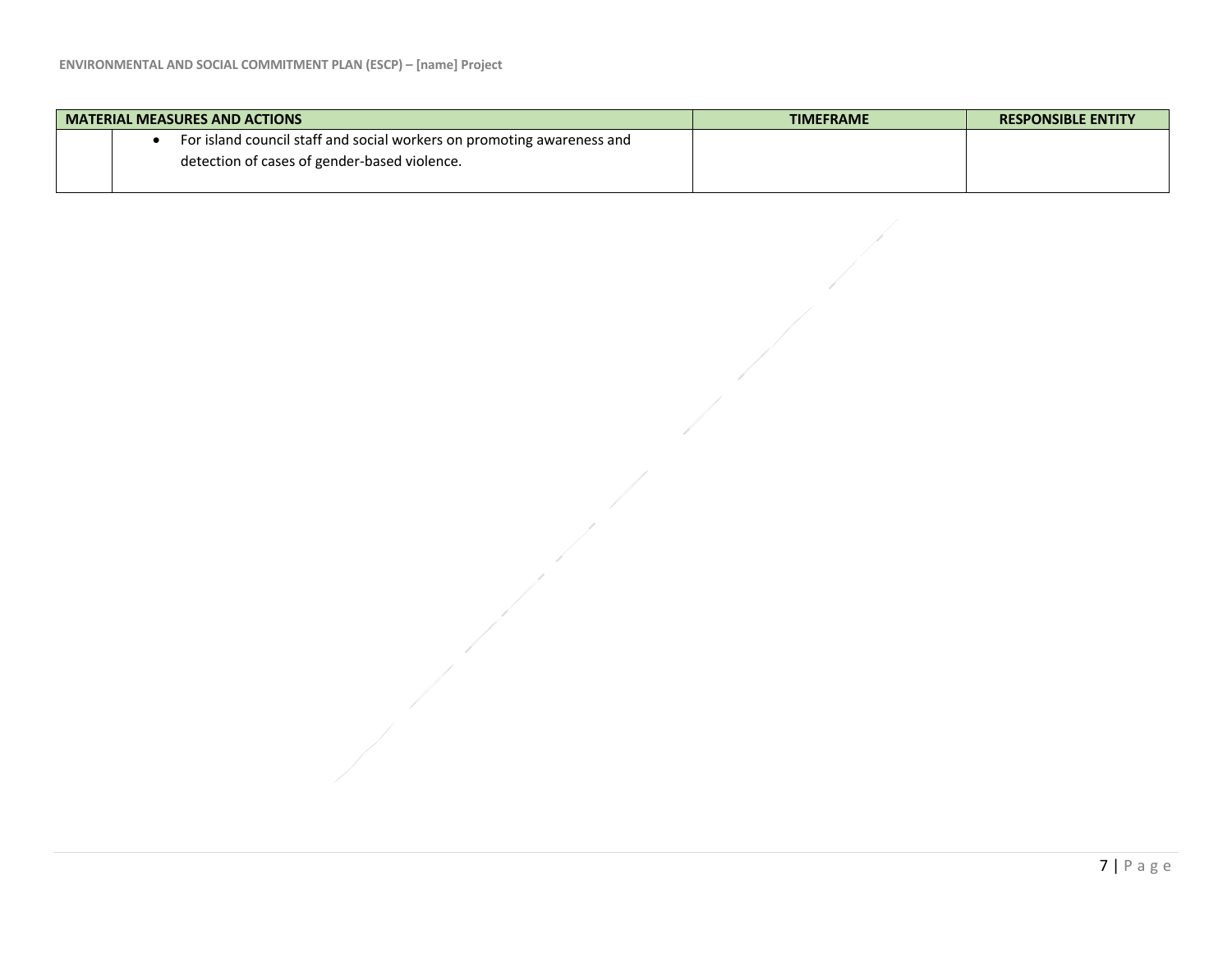| MATERIAL MEASURES AND ACTIONS | | TIMEFRAME | RESPONSIBLE ENTITY |
|---|---|---|---|
| | • For island council staff and social workers on promoting awareness and detection of cases of gender-based violence. | | |